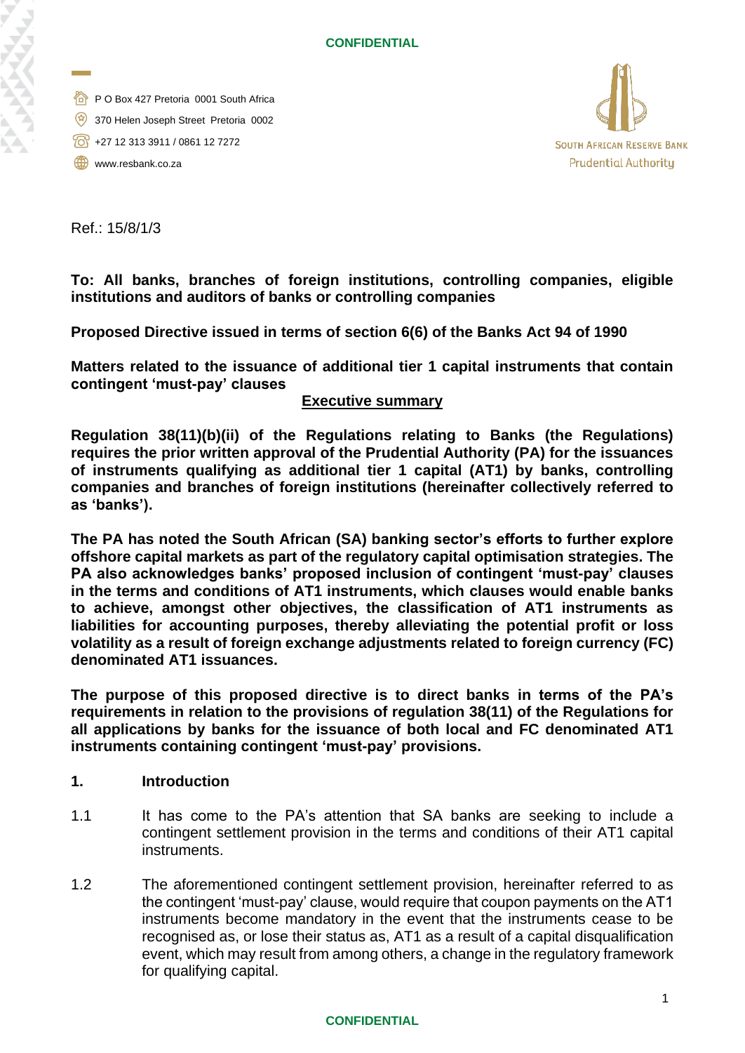P O Box 427 Pretoria 0001 South Africa
370 Helen Joseph Street Pretoria 0002
+27 12 313 3911 / 0861 12 7272
www.resbank.co.za

SOUTH AFRICAN RESERVE BANK
Prudential Authority

Ref.: 15/8/1/3

**To: All banks, branches of foreign institutions, controlling companies, eligible institutions and auditors of banks or controlling companies**

**Proposed Directive issued in terms of section 6(6) of the Banks Act 94 of 1990**

**Matters related to the issuance of additional tier 1 capital instruments that contain contingent 'must-pay' clauses**

## Executive summary

**Regulation 38(11)(b)(ii) of the Regulations relating to Banks (the Regulations) requires the prior written approval of the Prudential Authority (PA) for the issuances of instruments qualifying as additional tier 1 capital (AT1) by banks, controlling companies and branches of foreign institutions (hereinafter collectively referred to as 'banks').**

**The PA has noted the South African (SA) banking sector's efforts to further explore offshore capital markets as part of the regulatory capital optimisation strategies. The PA also acknowledges banks' proposed inclusion of contingent 'must-pay' clauses in the terms and conditions of AT1 instruments, which clauses would enable banks to achieve, amongst other objectives, the classification of AT1 instruments as liabilities for accounting purposes, thereby alleviating the potential profit or loss volatility as a result of foreign exchange adjustments related to foreign currency (FC) denominated AT1 issuances.**

**The purpose of this proposed directive is to direct banks in terms of the PA's requirements in relation to the provisions of regulation 38(11) of the Regulations for all applications by banks for the issuance of both local and FC denominated AT1 instruments containing contingent 'must-pay' provisions.**

## 1. Introduction

1.1 It has come to the PA's attention that SA banks are seeking to include a contingent settlement provision in the terms and conditions of their AT1 capital instruments.

1.2 The aforementioned contingent settlement provision, hereinafter referred to as the contingent 'must-pay' clause, would require that coupon payments on the AT1 instruments become mandatory in the event that the instruments cease to be recognised as, or lose their status as, AT1 as a result of a capital disqualification event, which may result from among others, a change in the regulatory framework for qualifying capital.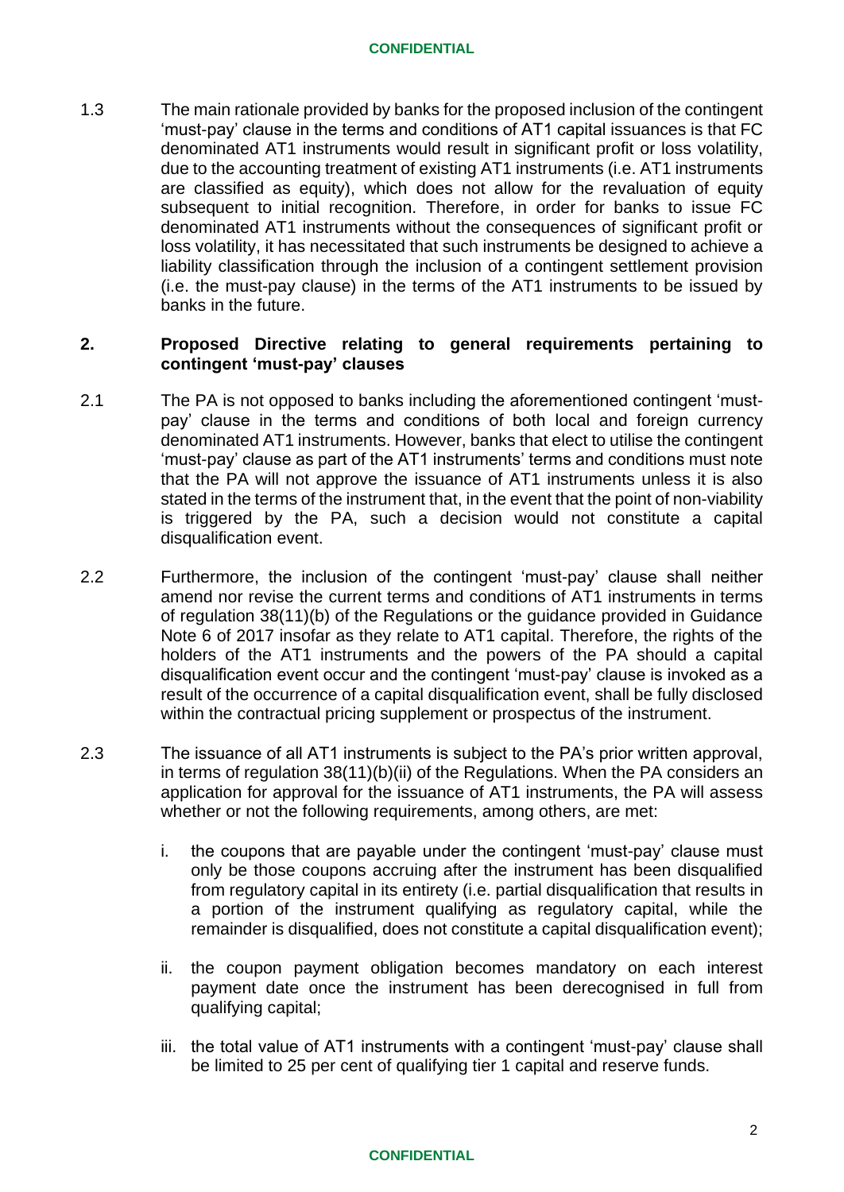1.3 The main rationale provided by banks for the proposed inclusion of the contingent 'must-pay' clause in the terms and conditions of AT1 capital issuances is that FC denominated AT1 instruments would result in significant profit or loss volatility, due to the accounting treatment of existing AT1 instruments (i.e. AT1 instruments are classified as equity), which does not allow for the revaluation of equity subsequent to initial recognition. Therefore, in order for banks to issue FC denominated AT1 instruments without the consequences of significant profit or loss volatility, it has necessitated that such instruments be designed to achieve a liability classification through the inclusion of a contingent settlement provision (i.e. the must-pay clause) in the terms of the AT1 instruments to be issued by banks in the future.

## 2. Proposed Directive relating to general requirements pertaining to contingent 'must-pay' clauses

2.1 The PA is not opposed to banks including the aforementioned contingent 'must-pay' clause in the terms and conditions of both local and foreign currency denominated AT1 instruments. However, banks that elect to utilise the contingent 'must-pay' clause as part of the AT1 instruments' terms and conditions must note that the PA will not approve the issuance of AT1 instruments unless it is also stated in the terms of the instrument that, in the event that the point of non-viability is triggered by the PA, such a decision would not constitute a capital disqualification event.

2.2 Furthermore, the inclusion of the contingent 'must-pay' clause shall neither amend nor revise the current terms and conditions of AT1 instruments in terms of regulation 38(11)(b) of the Regulations or the guidance provided in Guidance Note 6 of 2017 insofar as they relate to AT1 capital. Therefore, the rights of the holders of the AT1 instruments and the powers of the PA should a capital disqualification event occur and the contingent 'must-pay' clause is invoked as a result of the occurrence of a capital disqualification event, shall be fully disclosed within the contractual pricing supplement or prospectus of the instrument.

2.3 The issuance of all AT1 instruments is subject to the PA's prior written approval, in terms of regulation 38(11)(b)(ii) of the Regulations. When the PA considers an application for approval for the issuance of AT1 instruments, the PA will assess whether or not the following requirements, among others, are met:

i. the coupons that are payable under the contingent 'must-pay' clause must only be those coupons accruing after the instrument has been disqualified from regulatory capital in its entirety (i.e. partial disqualification that results in a portion of the instrument qualifying as regulatory capital, while the remainder is disqualified, does not constitute a capital disqualification event);

ii. the coupon payment obligation becomes mandatory on each interest payment date once the instrument has been derecognised in full from qualifying capital;

iii. the total value of AT1 instruments with a contingent 'must-pay' clause shall be limited to 25 per cent of qualifying tier 1 capital and reserve funds.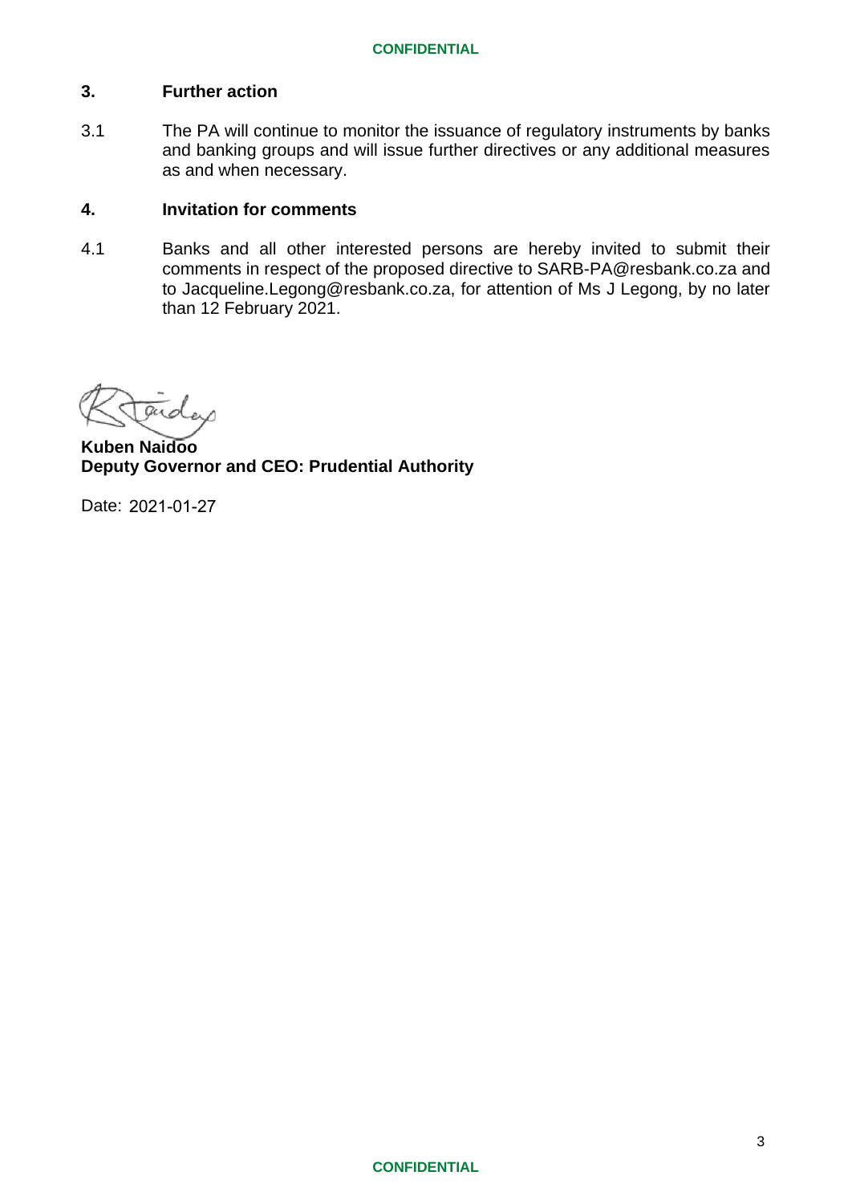## 3. Further action

3.1 The PA will continue to monitor the issuance of regulatory instruments by banks and banking groups and will issue further directives or any additional measures as and when necessary.

## 4. Invitation for comments

4.1 Banks and all other interested persons are hereby invited to submit their comments in respect of the proposed directive to SARB-PA@resbank.co.za and to Jacqueline.Legong@resbank.co.za, for attention of Ms J Legong, by no later than 12 February 2021.

**Kuben Naidoo**
**Deputy Governor and CEO: Prudential Authority**

Date: 2021-01-27